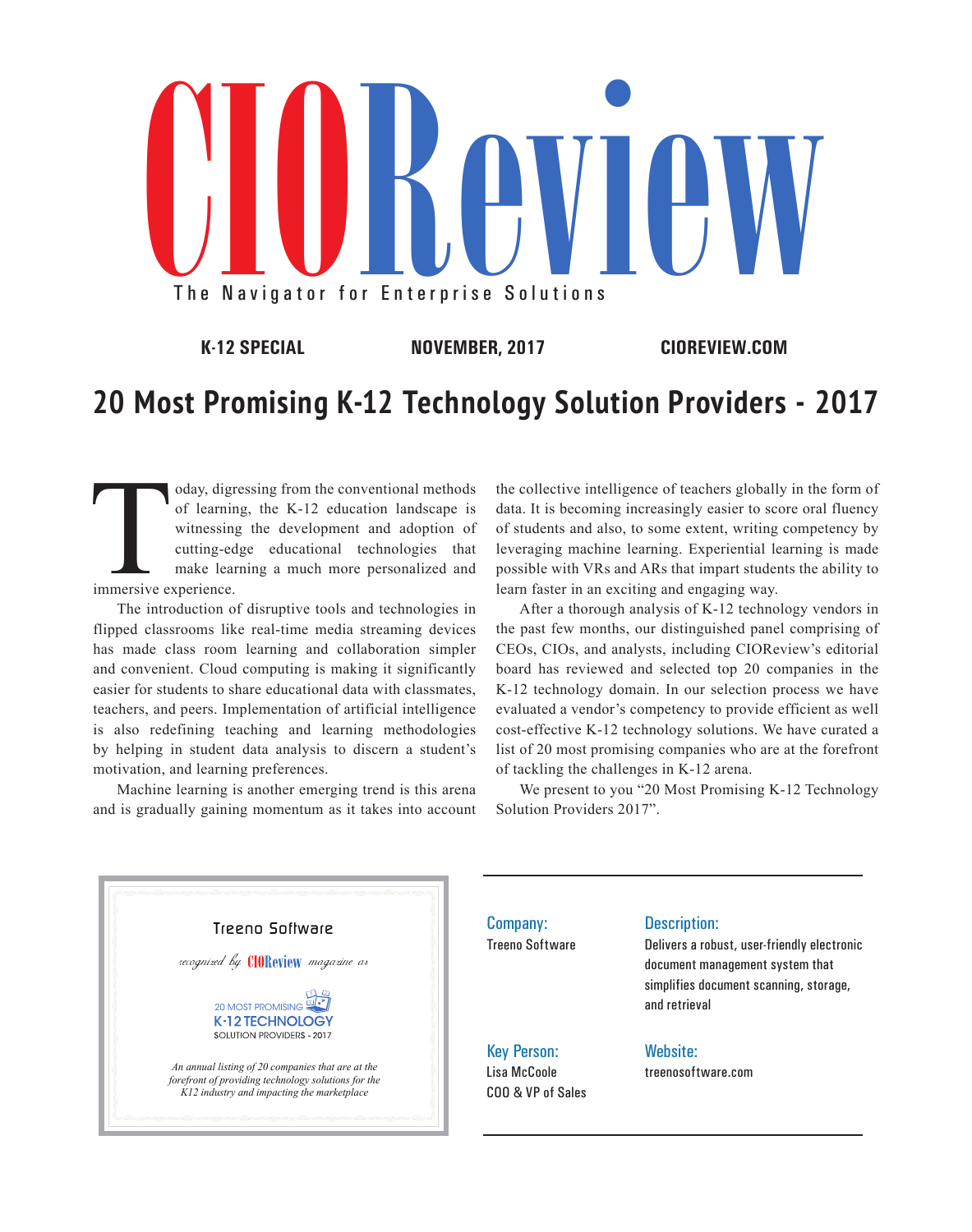# CIOReview

The Navigator for Enterprise Solutions

**K-12 SPECIAL** **NOVEMBER, 2017** **CIOREVIEW.COM**

## 20 Most Promising K-12 Technology Solution Providers - 2017

Today, digressing from the conventional methods of learning, the K-12 education landscape is witnessing the development and adoption of cutting-edge educational technologies that make learning a much more personalized and immersive experience.

The introduction of disruptive tools and technologies in flipped classrooms like real-time media streaming devices has made class room learning and collaboration simpler and convenient. Cloud computing is making it significantly easier for students to share educational data with classmates, teachers, and peers. Implementation of artificial intelligence is also redefining teaching and learning methodologies by helping in student data analysis to discern a student's motivation, and learning preferences.

Machine learning is another emerging trend is this arena and is gradually gaining momentum as it takes into account the collective intelligence of teachers globally in the form of data. It is becoming increasingly easier to score oral fluency of students and also, to some extent, writing competency by leveraging machine learning. Experiential learning is made possible with VRs and ARs that impart students the ability to learn faster in an exciting and engaging way.

After a thorough analysis of K-12 technology vendors in the past few months, our distinguished panel comprising of CEOs, CIOs, and analysts, including CIOReview's editorial board has reviewed and selected top 20 companies in the K-12 technology domain. In our selection process we have evaluated a vendor's competency to provide efficient as well cost-effective K-12 technology solutions. We have curated a list of 20 most promising companies who are at the forefront of tackling the challenges in K-12 arena.

We present to you "20 Most Promising K-12 Technology Solution Providers 2017".

Treeno Software

*recognized by* CIOReview *magazine as*

20 MOST PROMISING K-12 TECHNOLOGY SOLUTION PROVIDERS - 2017

*An annual listing of 20 companies that are at the forefront of providing technology solutions for the K12 industry and impacting the marketplace*

**Company:**
Treeno Software

**Description:**
Delivers a robust, user-friendly electronic document management system that simplifies document scanning, storage, and retrieval

**Key Person:**
Lisa McCoole
COO & VP of Sales

**Website:**
treenosoftware.com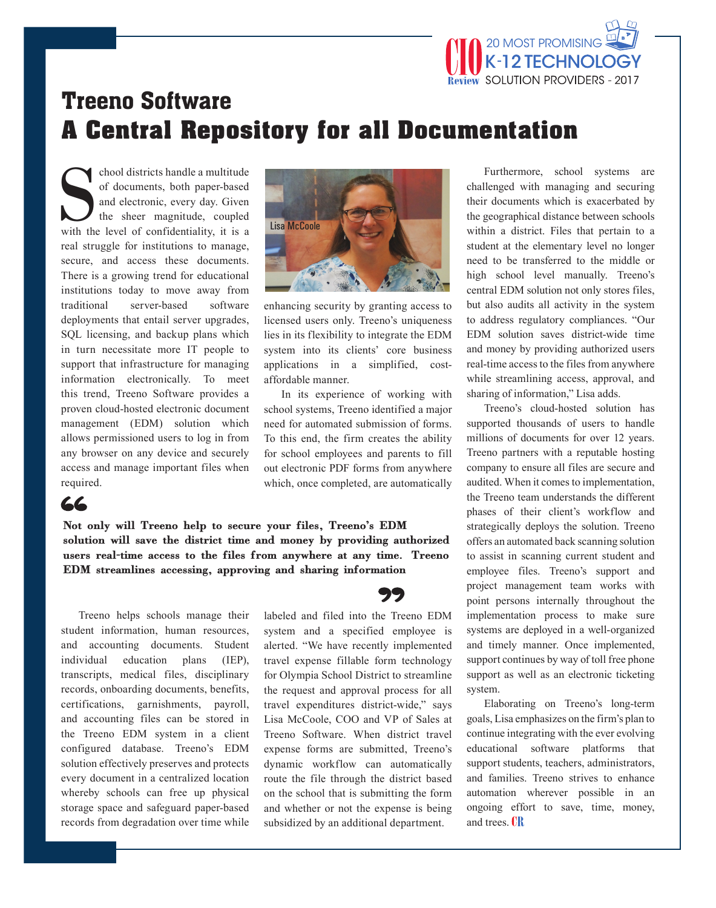CIO Review

20 MOST PROMISING K-12 TECHNOLOGY SOLUTION PROVIDERS - 2017

# Treeno Software

## A Central Repository for all Documentation

School districts handle a multitude of documents, both paper-based and electronic, every day. Given the sheer magnitude, coupled with the level of confidentiality, it is a real struggle for institutions to manage, secure, and access these documents. There is a growing trend for educational institutions today to move away from traditional server-based software deployments that entail server upgrades, SQL licensing, and backup plans which in turn necessitate more IT people to support that infrastructure for managing information electronically. To meet this trend, Treeno Software provides a proven cloud-hosted electronic document management (EDM) solution which allows permissioned users to log in from any browser on any device and securely access and manage important files when required.

Lisa McCoole

> Not only will Treeno help to secure your files, Treeno's EDM solution will save the district time and money by providing authorized users real-time access to the files from anywhere at any time. Treeno EDM streamlines accessing, approving and sharing information

Treeno helps schools manage their student information, human resources, and accounting documents. Student individual education plans (IEP), transcripts, medical files, disciplinary records, onboarding documents, benefits, certifications, garnishments, payroll, and accounting files can be stored in the Treeno EDM system in a client configured database. Treeno's EDM solution effectively preserves and protects every document in a centralized location whereby schools can free up physical storage space and safeguard paper-based records from degradation over time while enhancing security by granting access to licensed users only. Treeno's uniqueness lies in its flexibility to integrate the EDM system into its clients' core business applications in a simplified, cost-affordable manner.

In its experience of working with school systems, Treeno identified a major need for automated submission of forms. To this end, the firm creates the ability for school employees and parents to fill out electronic PDF forms from anywhere which, once completed, are automatically labeled and filed into the Treeno EDM system and a specified employee is alerted. "We have recently implemented travel expense fillable form technology for Olympia School District to streamline the request and approval process for all travel expenditures district-wide," says Lisa McCoole, COO and VP of Sales at Treeno Software. When district travel expense forms are submitted, Treeno's dynamic workflow can automatically route the file through the district based on the school that is submitting the form and whether or not the expense is being subsidized by an additional department.

Furthermore, school systems are challenged with managing and securing their documents which is exacerbated by the geographical distance between schools within a district. Files that pertain to a student at the elementary level no longer need to be transferred to the middle or high school level manually. Treeno's central EDM solution not only stores files, but also audits all activity in the system to address regulatory compliances. "Our EDM solution saves district-wide time and money by providing authorized users real-time access to the files from anywhere while streamlining access, approval, and sharing of information," Lisa adds.

Treeno's cloud-hosted solution has supported thousands of users to handle millions of documents for over 12 years. Treeno partners with a reputable hosting company to ensure all files are secure and audited. When it comes to implementation, the Treeno team understands the different phases of their client's workflow and strategically deploys the solution. Treeno offers an automated back scanning solution to assist in scanning current student and employee files. Treeno's support and project management team works with point persons internally throughout the implementation process to make sure systems are deployed in a well-organized and timely manner. Once implemented, support continues by way of toll free phone support as well as an electronic ticketing system.

Elaborating on Treeno's long-term goals, Lisa emphasizes on the firm's plan to continue integrating with the ever evolving educational software platforms that support students, teachers, administrators, and families. Treeno strives to enhance automation wherever possible in an ongoing effort to save, time, money, and trees. CR